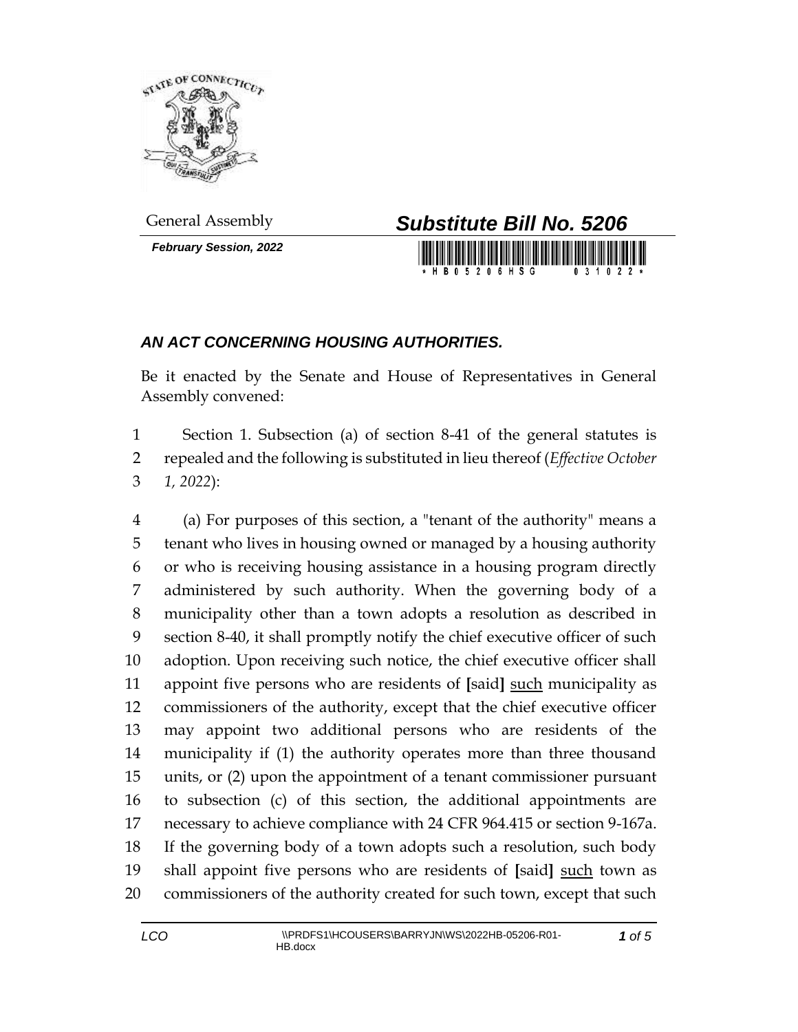General Assembly

**Substitute Bill No. 5206**

***February Session, 2022***

## *AN ACT CONCERNING HOUSING AUTHORITIES.*

Be it enacted by the Senate and House of Representatives in General Assembly convened:

1 Section 1. Subsection (a) of section 8-41 of the general statutes is
2 repealed and the following is substituted in lieu thereof (*Effective October*
3 *1, 2022*):

4 (a) For purposes of this section, a "tenant of the authority" means a
5 tenant who lives in housing owned or managed by a housing authority
6 or who is receiving housing assistance in a housing program directly
7 administered by such authority. When the governing body of a
8 municipality other than a town adopts a resolution as described in
9 section 8-40, it shall promptly notify the chief executive officer of such
10 adoption. Upon receiving such notice, the chief executive officer shall
11 appoint five persons who are residents of **[**said**]** <u>such</u> municipality as
12 commissioners of the authority, except that the chief executive officer
13 may appoint two additional persons who are residents of the
14 municipality if (1) the authority operates more than three thousand
15 units, or (2) upon the appointment of a tenant commissioner pursuant
16 to subsection (c) of this section, the additional appointments are
17 necessary to achieve compliance with 24 CFR 964.415 or section 9-167a.
18 If the governing body of a town adopts such a resolution, such body
19 shall appoint five persons who are residents of **[**said**]** <u>such</u> town as
20 commissioners of the authority created for such town, except that such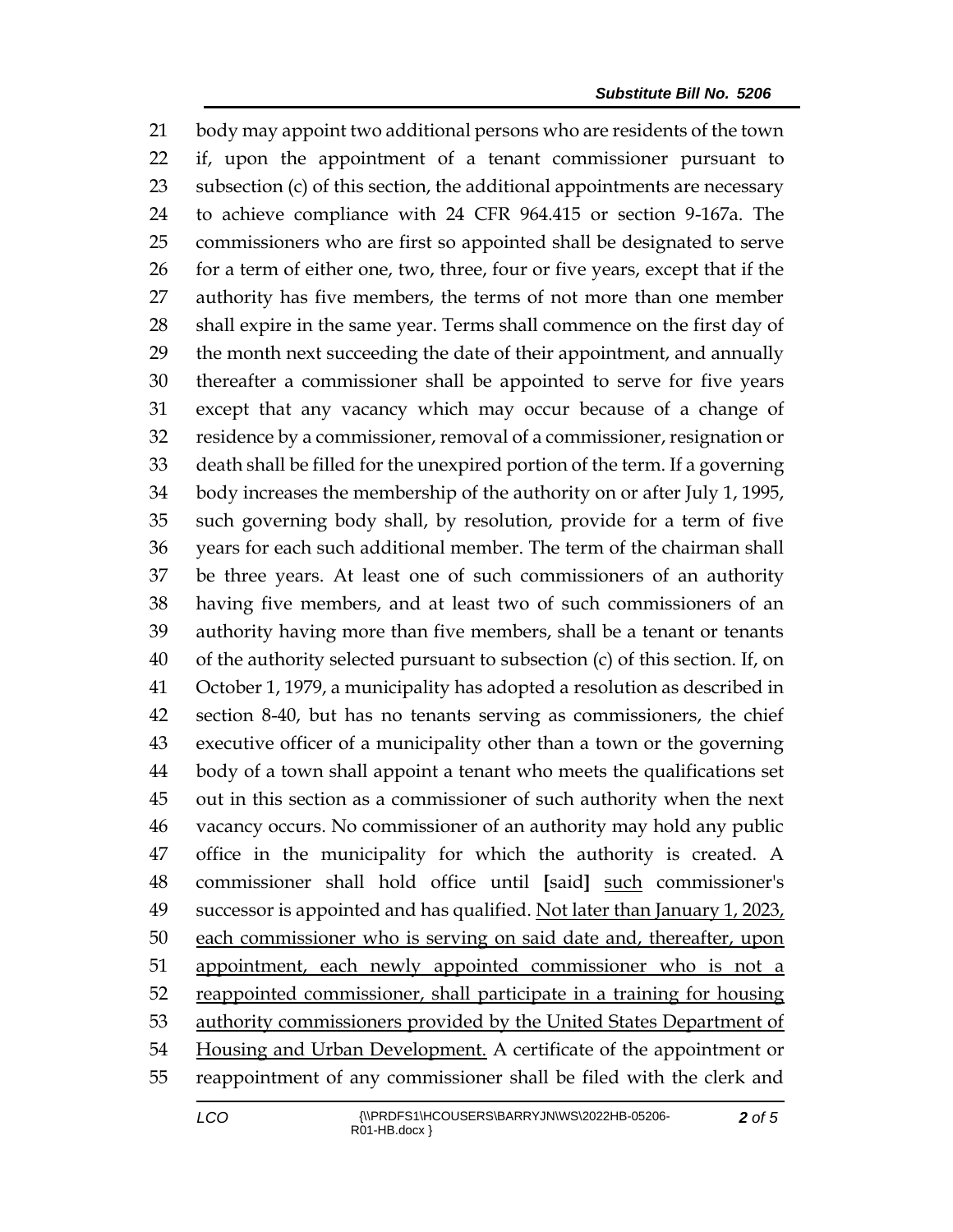body may appoint two additional persons who are residents of the town if, upon the appointment of a tenant commissioner pursuant to subsection (c) of this section, the additional appointments are necessary to achieve compliance with 24 CFR 964.415 or section 9-167a. The commissioners who are first so appointed shall be designated to serve for a term of either one, two, three, four or five years, except that if the authority has five members, the terms of not more than one member shall expire in the same year. Terms shall commence on the first day of the month next succeeding the date of their appointment, and annually thereafter a commissioner shall be appointed to serve for five years except that any vacancy which may occur because of a change of residence by a commissioner, removal of a commissioner, resignation or death shall be filled for the unexpired portion of the term. If a governing body increases the membership of the authority on or after July 1, 1995, such governing body shall, by resolution, provide for a term of five years for each such additional member. The term of the chairman shall be three years. At least one of such commissioners of an authority having five members, and at least two of such commissioners of an authority having more than five members, shall be a tenant or tenants of the authority selected pursuant to subsection (c) of this section. If, on October 1, 1979, a municipality has adopted a resolution as described in section 8-40, but has no tenants serving as commissioners, the chief executive officer of a municipality other than a town or the governing body of a town shall appoint a tenant who meets the qualifications set out in this section as a commissioner of such authority when the next vacancy occurs. No commissioner of an authority may hold any public office in the municipality for which the authority is created. A commissioner shall hold office until [said] <u>such</u> commissioner's successor is appointed and has qualified. <u>Not later than January 1, 2023, each commissioner who is serving on said date and, thereafter, upon appointment, each newly appointed commissioner who is not a reappointed commissioner, shall participate in a training for housing authority commissioners provided by the United States Department of Housing and Urban Development.</u> A certificate of the appointment or reappointment of any commissioner shall be filed with the clerk and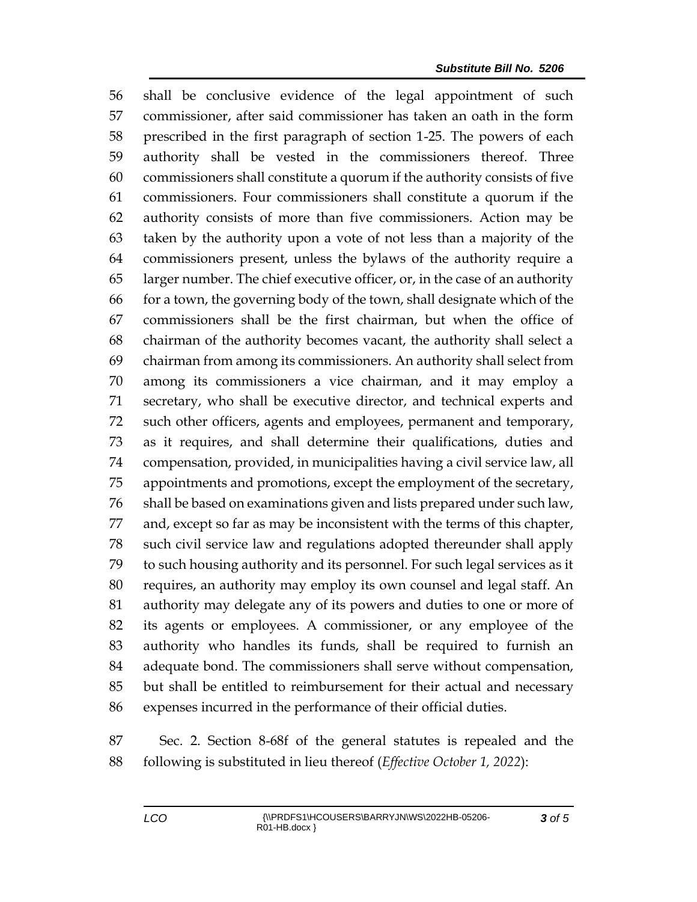56 shall be conclusive evidence of the legal appointment of such
57 commissioner, after said commissioner has taken an oath in the form
58 prescribed in the first paragraph of section 1-25. The powers of each
59 authority shall be vested in the commissioners thereof. Three
60 commissioners shall constitute a quorum if the authority consists of five
61 commissioners. Four commissioners shall constitute a quorum if the
62 authority consists of more than five commissioners. Action may be
63 taken by the authority upon a vote of not less than a majority of the
64 commissioners present, unless the bylaws of the authority require a
65 larger number. The chief executive officer, or, in the case of an authority
66 for a town, the governing body of the town, shall designate which of the
67 commissioners shall be the first chairman, but when the office of
68 chairman of the authority becomes vacant, the authority shall select a
69 chairman from among its commissioners. An authority shall select from
70 among its commissioners a vice chairman, and it may employ a
71 secretary, who shall be executive director, and technical experts and
72 such other officers, agents and employees, permanent and temporary,
73 as it requires, and shall determine their qualifications, duties and
74 compensation, provided, in municipalities having a civil service law, all
75 appointments and promotions, except the employment of the secretary,
76 shall be based on examinations given and lists prepared under such law,
77 and, except so far as may be inconsistent with the terms of this chapter,
78 such civil service law and regulations adopted thereunder shall apply
79 to such housing authority and its personnel. For such legal services as it
80 requires, an authority may employ its own counsel and legal staff. An
81 authority may delegate any of its powers and duties to one or more of
82 its agents or employees. A commissioner, or any employee of the
83 authority who handles its funds, shall be required to furnish an
84 adequate bond. The commissioners shall serve without compensation,
85 but shall be entitled to reimbursement for their actual and necessary
86 expenses incurred in the performance of their official duties.

87 Sec. 2. Section 8-68f of the general statutes is repealed and the
88 following is substituted in lieu thereof (*Effective October 1, 2022*):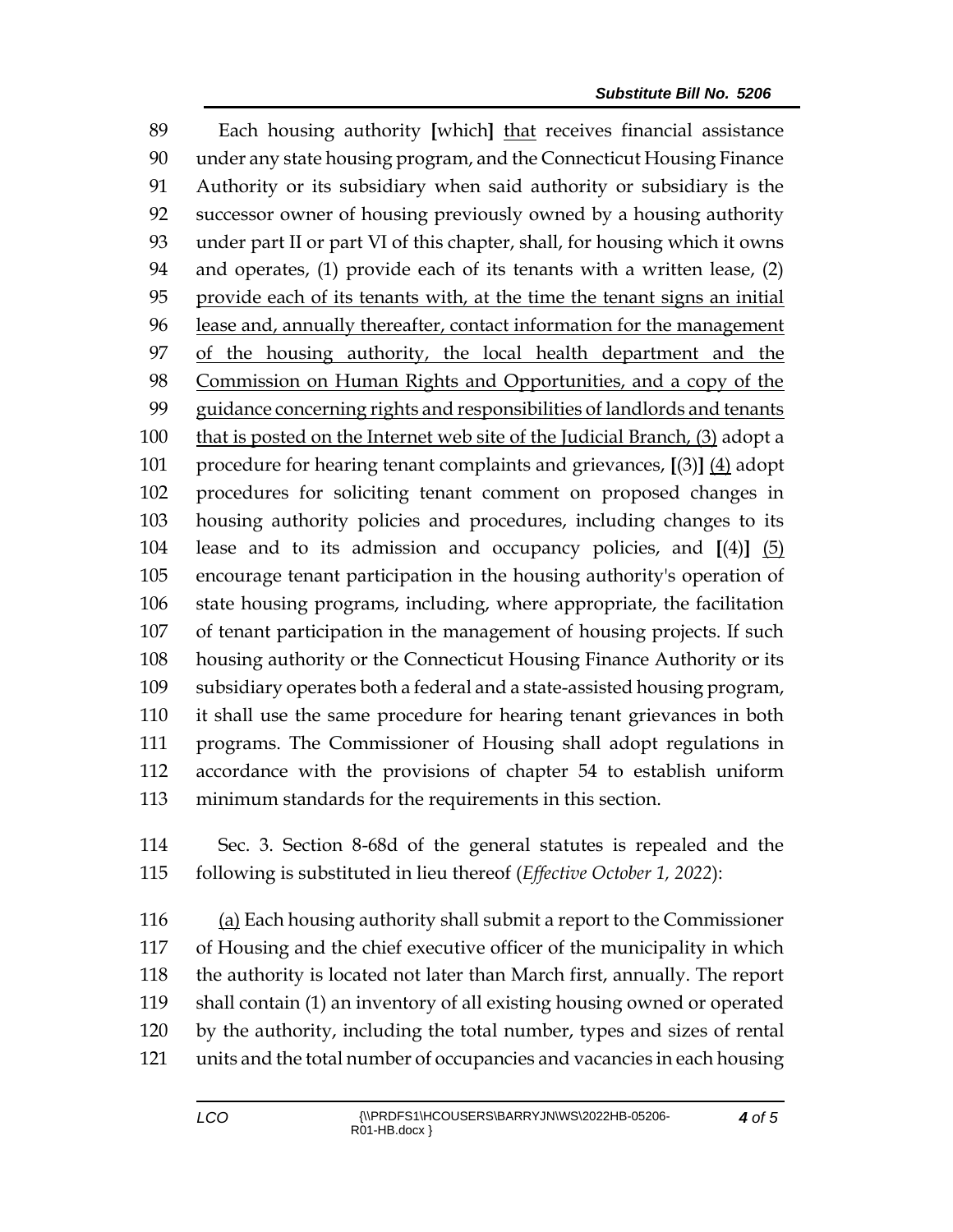Each housing authority [which] <u>that</u> receives financial assistance under any state housing program, and the Connecticut Housing Finance Authority or its subsidiary when said authority or subsidiary is the successor owner of housing previously owned by a housing authority under part II or part VI of this chapter, shall, for housing which it owns and operates, (1) provide each of its tenants with a written lease, (2) <u>provide each of its tenants with, at the time the tenant signs an initial lease and, annually thereafter, contact information for the management of the housing authority, the local health department and the Commission on Human Rights and Opportunities, and a copy of the guidance concerning rights and responsibilities of landlords and tenants that is posted on the Internet web site of the Judicial Branch, (3)</u> adopt a procedure for hearing tenant complaints and grievances, **[**(3)**]** <u>(4)</u> adopt procedures for soliciting tenant comment on proposed changes in housing authority policies and procedures, including changes to its lease and to its admission and occupancy policies, and **[**(4)**]** <u>(5)</u> encourage tenant participation in the housing authority's operation of state housing programs, including, where appropriate, the facilitation of tenant participation in the management of housing projects. If such housing authority or the Connecticut Housing Finance Authority or its subsidiary operates both a federal and a state-assisted housing program, it shall use the same procedure for hearing tenant grievances in both programs. The Commissioner of Housing shall adopt regulations in accordance with the provisions of chapter 54 to establish uniform minimum standards for the requirements in this section.

Sec. 3. Section 8-68d of the general statutes is repealed and the following is substituted in lieu thereof (*Effective October 1, 2022*):

<u>(a)</u> Each housing authority shall submit a report to the Commissioner of Housing and the chief executive officer of the municipality in which the authority is located not later than March first, annually. The report shall contain (1) an inventory of all existing housing owned or operated by the authority, including the total number, types and sizes of rental units and the total number of occupancies and vacancies in each housing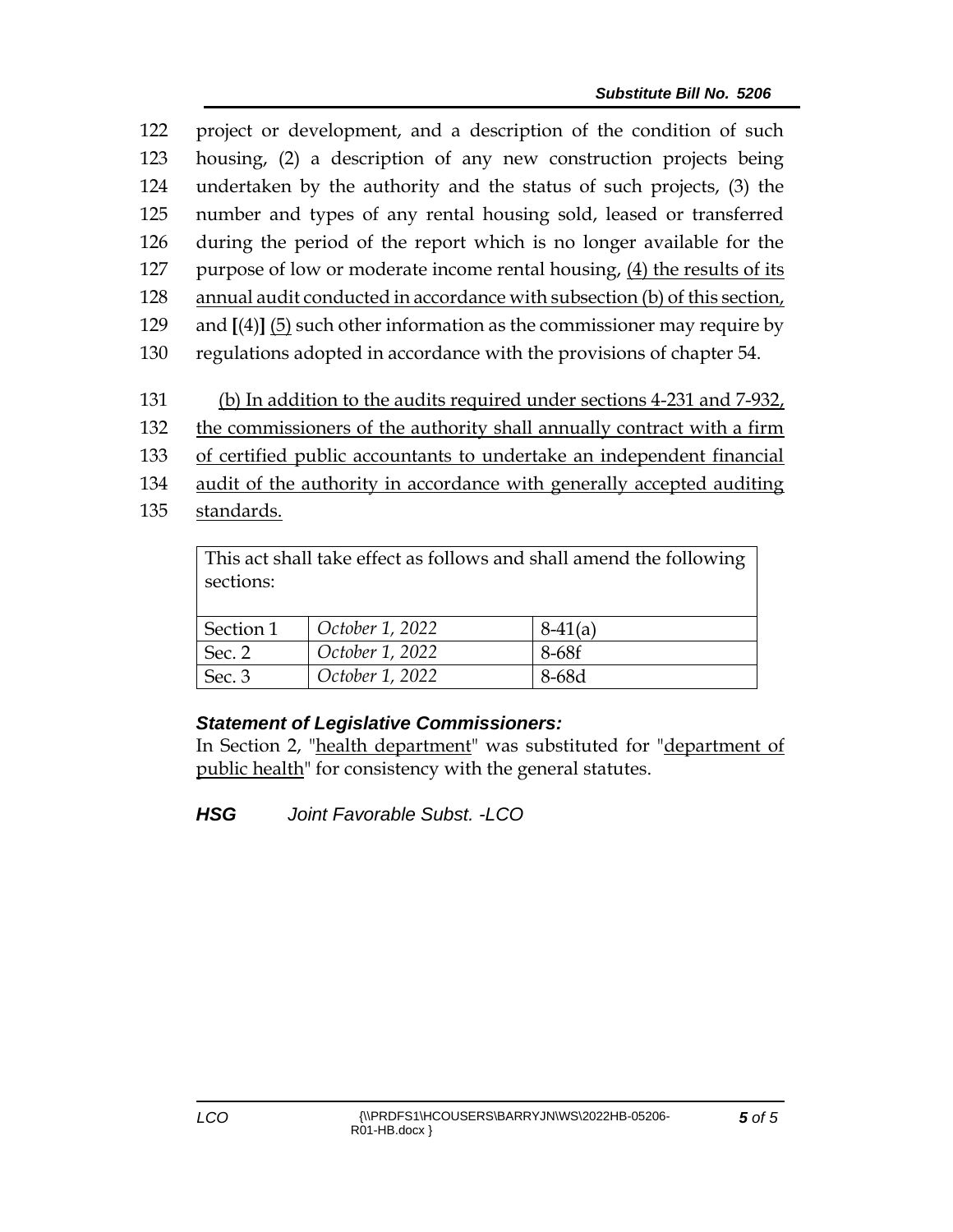122 project or development, and a description of the condition of such
123 housing, (2) a description of any new construction projects being
124 undertaken by the authority and the status of such projects, (3) the
125 number and types of any rental housing sold, leased or transferred
126 during the period of the report which is no longer available for the
127 purpose of low or moderate income rental housing, <u>(4) the results of its</u>
128 <u>annual audit conducted in accordance with subsection (b) of this section,</u>
129 and **[**(4)**]** <u>(5)</u> such other information as the commissioner may require by
130 regulations adopted in accordance with the provisions of chapter 54.

131 <u>(b) In addition to the audits required under sections 4-231 and 7-932,</u>
132 <u>the commissioners of the authority shall annually contract with a firm</u>
133 <u>of certified public accountants to undertake an independent financial</u>
134 <u>audit of the authority in accordance with generally accepted auditing</u>
135 <u>standards.</u>

| This act shall take effect as follows and shall amend the following sections: | | |
|---|---|---|
| Section 1 | *October 1, 2022* | 8-41(a) |
| Sec. 2 | *October 1, 2022* | 8-68f |
| Sec. 3 | *October 1, 2022* | 8-68d |

### *Statement of Legislative Commissioners:*

In Section 2, "<u>health department</u>" was substituted for "<u>department of public health</u>" for consistency with the general statutes.

***HSG*** *Joint Favorable Subst. -LCO*